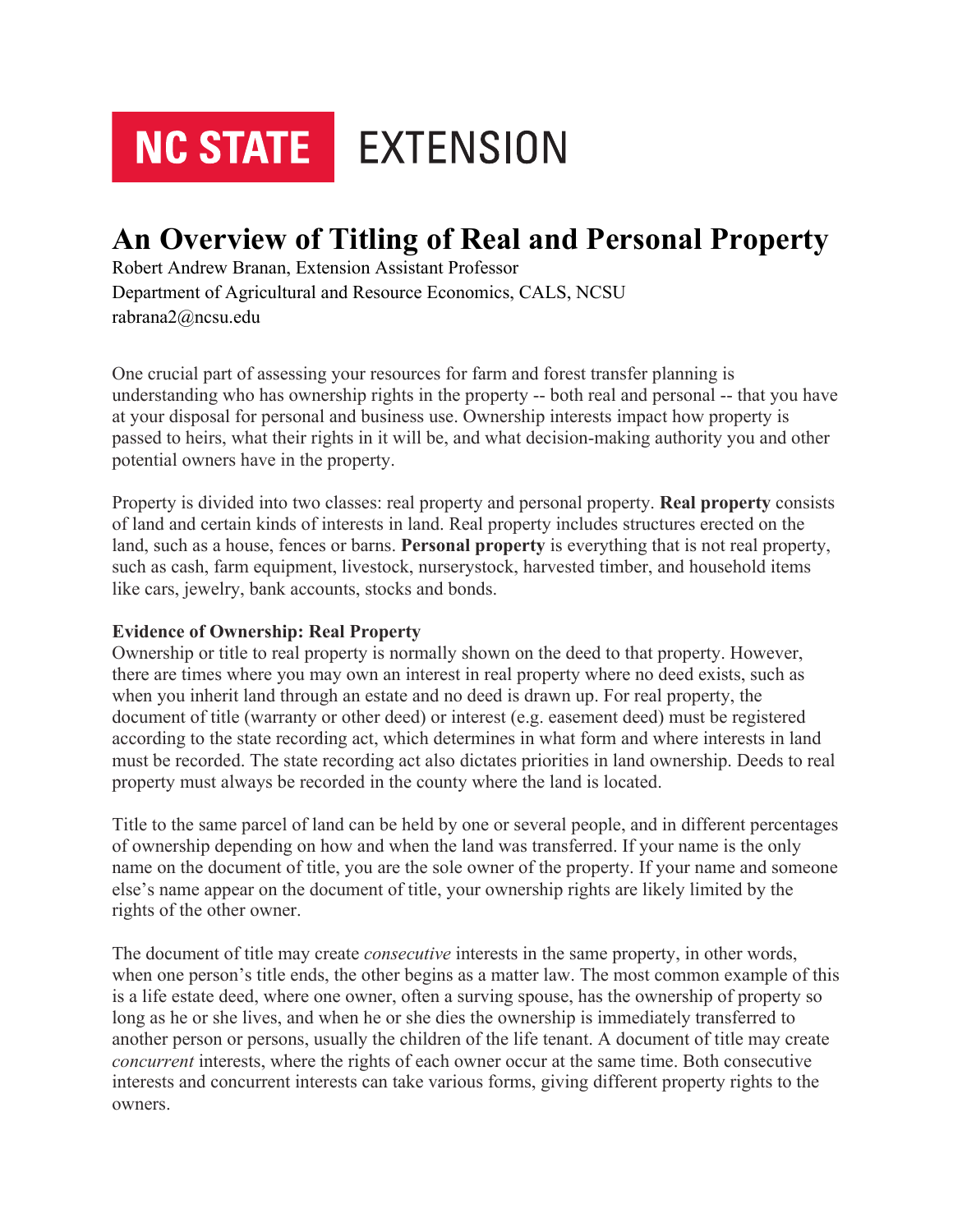NC STATE EXTENSION

# An Overview of Titling of Real and Personal Property

Robert Andrew Branan, Extension Assistant Professor
Department of Agricultural and Resource Economics, CALS, NCSU
rabrana2@ncsu.edu

One crucial part of assessing your resources for farm and forest transfer planning is understanding who has ownership rights in the property -- both real and personal -- that you have at your disposal for personal and business use. Ownership interests impact how property is passed to heirs, what their rights in it will be, and what decision-making authority you and other potential owners have in the property.

Property is divided into two classes: real property and personal property. **Real property** consists of land and certain kinds of interests in land. Real property includes structures erected on the land, such as a house, fences or barns. **Personal property** is everything that is not real property, such as cash, farm equipment, livestock, nurserystock, harvested timber, and household items like cars, jewelry, bank accounts, stocks and bonds.

**Evidence of Ownership: Real Property**

Ownership or title to real property is normally shown on the deed to that property. However, there are times where you may own an interest in real property where no deed exists, such as when you inherit land through an estate and no deed is drawn up. For real property, the document of title (warranty or other deed) or interest (e.g. easement deed) must be registered according to the state recording act, which determines in what form and where interests in land must be recorded. The state recording act also dictates priorities in land ownership. Deeds to real property must always be recorded in the county where the land is located.

Title to the same parcel of land can be held by one or several people, and in different percentages of ownership depending on how and when the land was transferred. If your name is the only name on the document of title, you are the sole owner of the property. If your name and someone else's name appear on the document of title, your ownership rights are likely limited by the rights of the other owner.

The document of title may create *consecutive* interests in the same property, in other words, when one person's title ends, the other begins as a matter law. The most common example of this is a life estate deed, where one owner, often a surving spouse, has the ownership of property so long as he or she lives, and when he or she dies the ownership is immediately transferred to another person or persons, usually the children of the life tenant. A document of title may create *concurrent* interests, where the rights of each owner occur at the same time. Both consecutive interests and concurrent interests can take various forms, giving different property rights to the owners.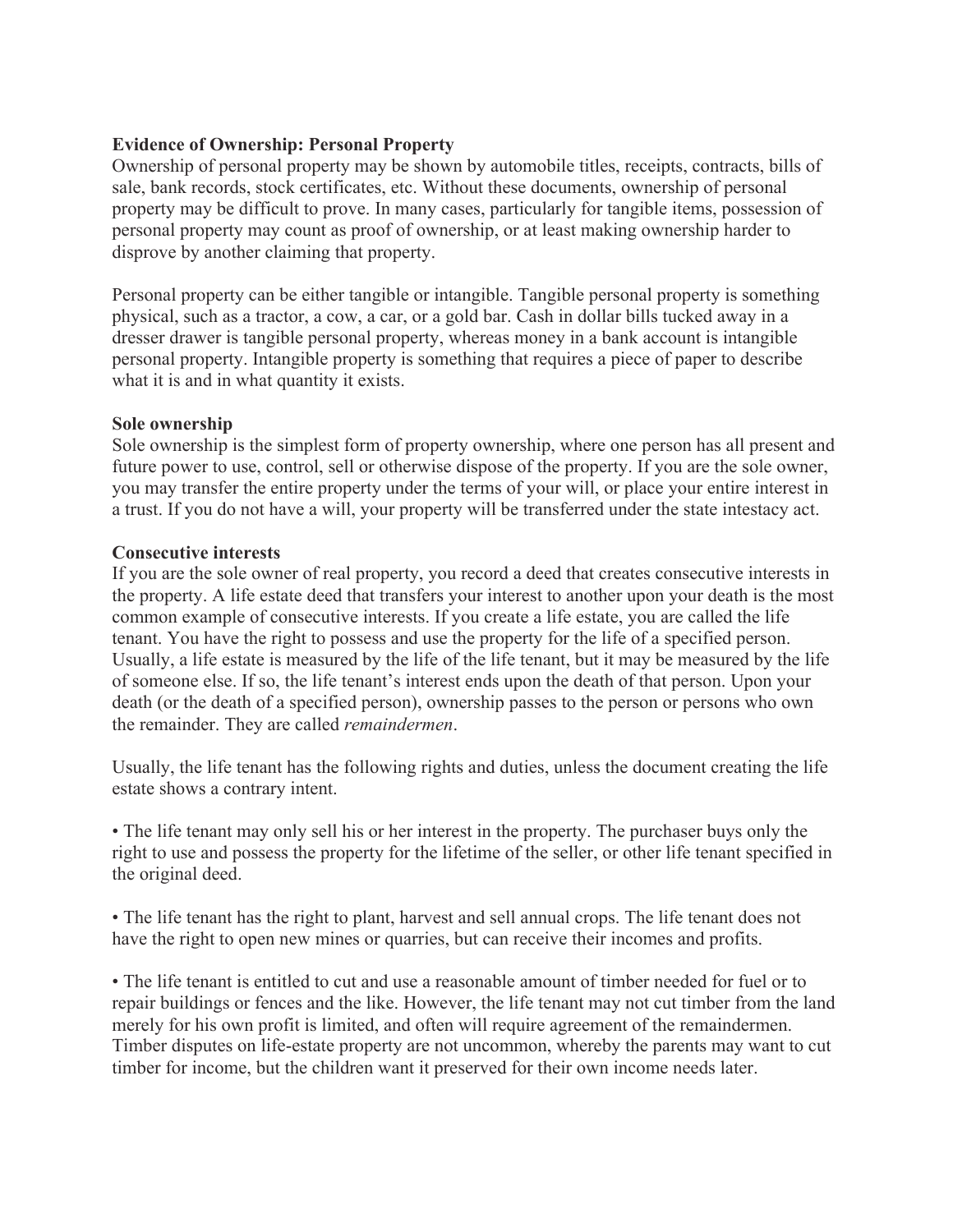**Evidence of Ownership: Personal Property**

Ownership of personal property may be shown by automobile titles, receipts, contracts, bills of sale, bank records, stock certificates, etc. Without these documents, ownership of personal property may be difficult to prove. In many cases, particularly for tangible items, possession of personal property may count as proof of ownership, or at least making ownership harder to disprove by another claiming that property.

Personal property can be either tangible or intangible. Tangible personal property is something physical, such as a tractor, a cow, a car, or a gold bar. Cash in dollar bills tucked away in a dresser drawer is tangible personal property, whereas money in a bank account is intangible personal property. Intangible property is something that requires a piece of paper to describe what it is and in what quantity it exists.

**Sole ownership**

Sole ownership is the simplest form of property ownership, where one person has all present and future power to use, control, sell or otherwise dispose of the property. If you are the sole owner, you may transfer the entire property under the terms of your will, or place your entire interest in a trust. If you do not have a will, your property will be transferred under the state intestacy act.

**Consecutive interests**

If you are the sole owner of real property, you record a deed that creates consecutive interests in the property. A life estate deed that transfers your interest to another upon your death is the most common example of consecutive interests. If you create a life estate, you are called the life tenant. You have the right to possess and use the property for the life of a specified person. Usually, a life estate is measured by the life of the life tenant, but it may be measured by the life of someone else. If so, the life tenant's interest ends upon the death of that person. Upon your death (or the death of a specified person), ownership passes to the person or persons who own the remainder. They are called *remaindermen*.

Usually, the life tenant has the following rights and duties, unless the document creating the life estate shows a contrary intent.

• The life tenant may only sell his or her interest in the property. The purchaser buys only the right to use and possess the property for the lifetime of the seller, or other life tenant specified in the original deed.

• The life tenant has the right to plant, harvest and sell annual crops. The life tenant does not have the right to open new mines or quarries, but can receive their incomes and profits.

• The life tenant is entitled to cut and use a reasonable amount of timber needed for fuel or to repair buildings or fences and the like. However, the life tenant may not cut timber from the land merely for his own profit is limited, and often will require agreement of the remaindermen. Timber disputes on life-estate property are not uncommon, whereby the parents may want to cut timber for income, but the children want it preserved for their own income needs later.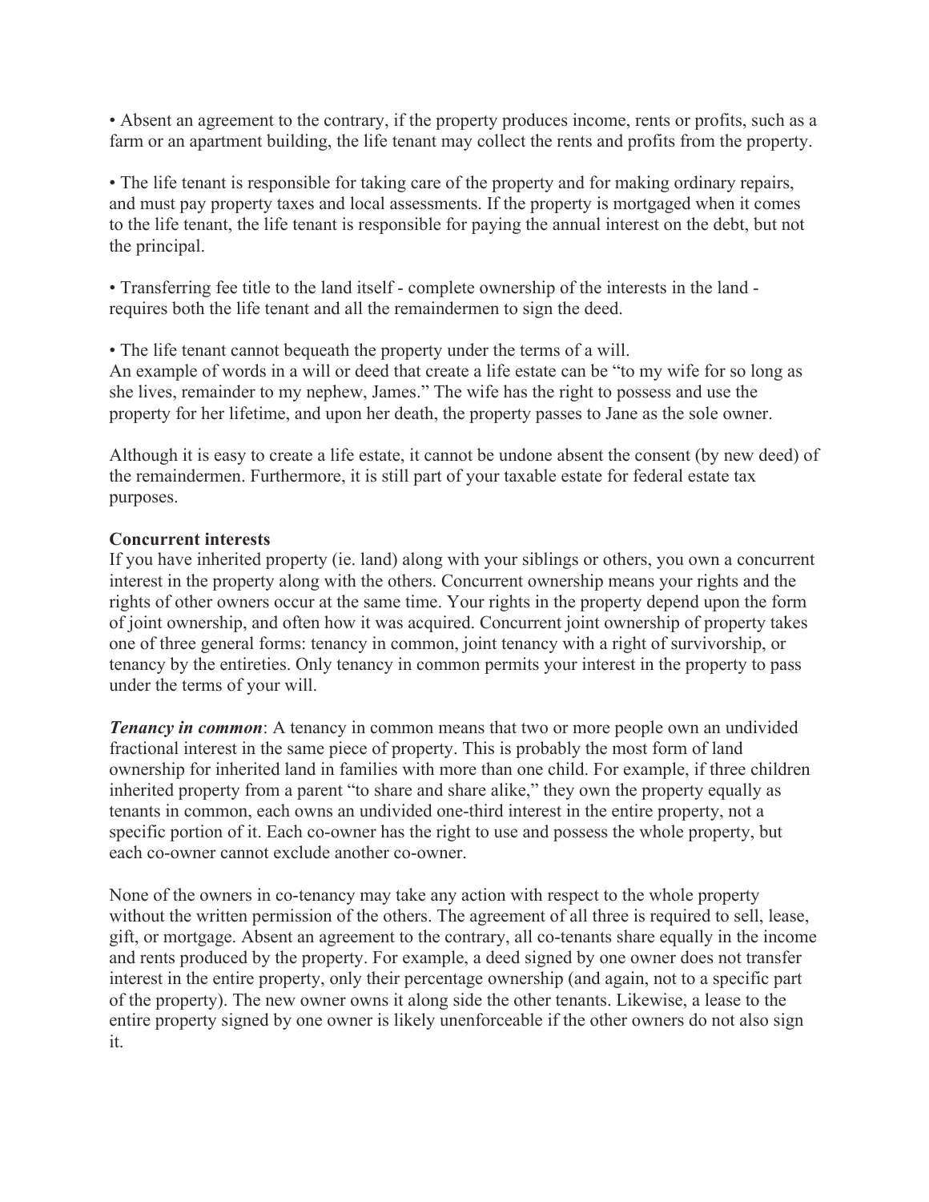- Absent an agreement to the contrary, if the property produces income, rents or profits, such as a farm or an apartment building, the life tenant may collect the rents and profits from the property.

- The life tenant is responsible for taking care of the property and for making ordinary repairs, and must pay property taxes and local assessments. If the property is mortgaged when it comes to the life tenant, the life tenant is responsible for paying the annual interest on the debt, but not the principal.

- Transferring fee title to the land itself - complete ownership of the interests in the land - requires both the life tenant and all the remaindermen to sign the deed.

- The life tenant cannot bequeath the property under the terms of a will.

An example of words in a will or deed that create a life estate can be "to my wife for so long as she lives, remainder to my nephew, James." The wife has the right to possess and use the property for her lifetime, and upon her death, the property passes to Jane as the sole owner.

Although it is easy to create a life estate, it cannot be undone absent the consent (by new deed) of the remaindermen. Furthermore, it is still part of your taxable estate for federal estate tax purposes.

**Concurrent interests**

If you have inherited property (ie. land) along with your siblings or others, you own a concurrent interest in the property along with the others. Concurrent ownership means your rights and the rights of other owners occur at the same time. Your rights in the property depend upon the form of joint ownership, and often how it was acquired. Concurrent joint ownership of property takes one of three general forms: tenancy in common, joint tenancy with a right of survivorship, or tenancy by the entireties. Only tenancy in common permits your interest in the property to pass under the terms of your will.

***Tenancy in common***: A tenancy in common means that two or more people own an undivided fractional interest in the same piece of property. This is probably the most form of land ownership for inherited land in families with more than one child. For example, if three children inherited property from a parent "to share and share alike," they own the property equally as tenants in common, each owns an undivided one-third interest in the entire property, not a specific portion of it. Each co-owner has the right to use and possess the whole property, but each co-owner cannot exclude another co-owner.

None of the owners in co-tenancy may take any action with respect to the whole property without the written permission of the others. The agreement of all three is required to sell, lease, gift, or mortgage. Absent an agreement to the contrary, all co-tenants share equally in the income and rents produced by the property. For example, a deed signed by one owner does not transfer interest in the entire property, only their percentage ownership (and again, not to a specific part of the property). The new owner owns it along side the other tenants. Likewise, a lease to the entire property signed by one owner is likely unenforceable if the other owners do not also sign it.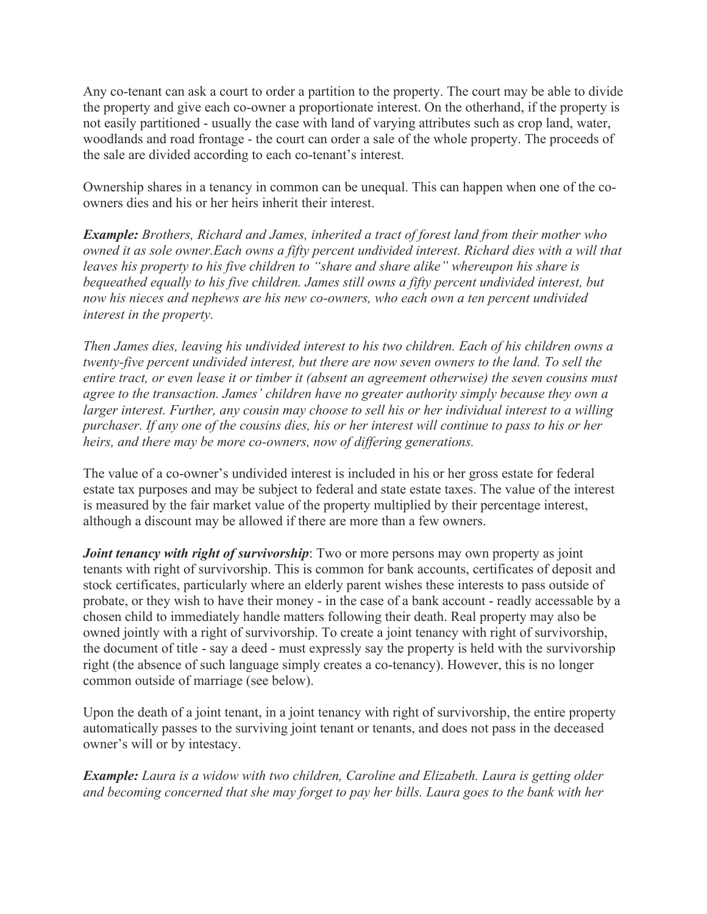Any co-tenant can ask a court to order a partition to the property. The court may be able to divide the property and give each co-owner a proportionate interest. On the otherhand, if the property is not easily partitioned - usually the case with land of varying attributes such as crop land, water, woodlands and road frontage - the court can order a sale of the whole property. The proceeds of the sale are divided according to each co-tenant's interest.

Ownership shares in a tenancy in common can be unequal. This can happen when one of the co-owners dies and his or her heirs inherit their interest.

***Example:*** *Brothers, Richard and James, inherited a tract of forest land from their mother who owned it as sole owner.Each owns a fifty percent undivided interest. Richard dies with a will that leaves his property to his five children to "share and share alike" whereupon his share is bequeathed equally to his five children. James still owns a fifty percent undivided interest, but now his nieces and nephews are his new co-owners, who each own a ten percent undivided interest in the property.*

*Then James dies, leaving his undivided interest to his two children. Each of his children owns a twenty-five percent undivided interest, but there are now seven owners to the land. To sell the entire tract, or even lease it or timber it (absent an agreement otherwise) the seven cousins must agree to the transaction. James' children have no greater authority simply because they own a larger interest. Further, any cousin may choose to sell his or her individual interest to a willing purchaser. If any one of the cousins dies, his or her interest will continue to pass to his or her heirs, and there may be more co-owners, now of differing generations.*

The value of a co-owner's undivided interest is included in his or her gross estate for federal estate tax purposes and may be subject to federal and state estate taxes. The value of the interest is measured by the fair market value of the property multiplied by their percentage interest, although a discount may be allowed if there are more than a few owners.

***Joint tenancy with right of survivorship***: Two or more persons may own property as joint tenants with right of survivorship. This is common for bank accounts, certificates of deposit and stock certificates, particularly where an elderly parent wishes these interests to pass outside of probate, or they wish to have their money - in the case of a bank account - readly accessable by a chosen child to immediately handle matters following their death. Real property may also be owned jointly with a right of survivorship. To create a joint tenancy with right of survivorship, the document of title - say a deed - must expressly say the property is held with the survivorship right (the absence of such language simply creates a co-tenancy). However, this is no longer common outside of marriage (see below).

Upon the death of a joint tenant, in a joint tenancy with right of survivorship, the entire property automatically passes to the surviving joint tenant or tenants, and does not pass in the deceased owner's will or by intestacy.

***Example:*** *Laura is a widow with two children, Caroline and Elizabeth. Laura is getting older and becoming concerned that she may forget to pay her bills. Laura goes to the bank with her*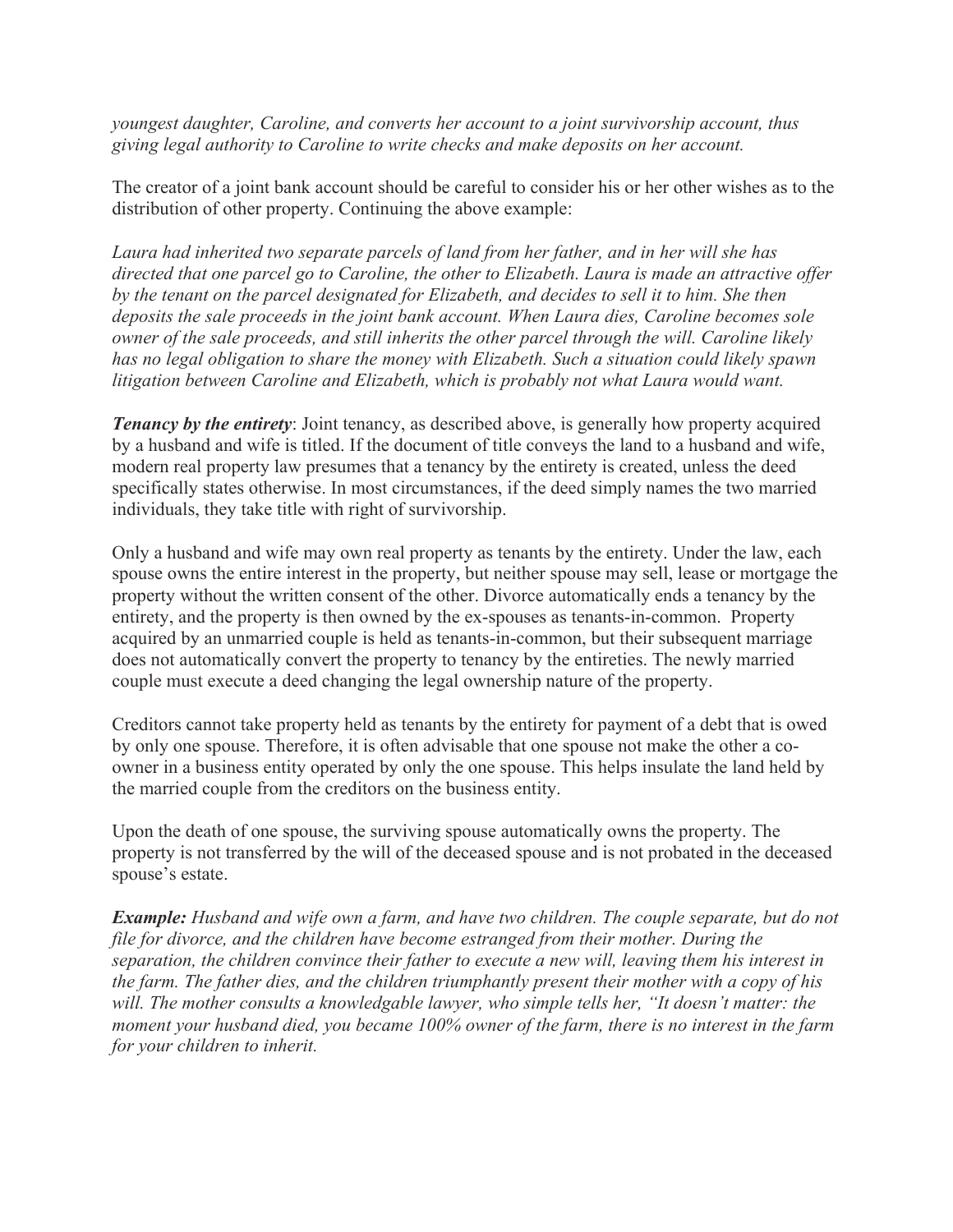*youngest daughter, Caroline, and converts her account to a joint survivorship account, thus giving legal authority to Caroline to write checks and make deposits on her account.*

The creator of a joint bank account should be careful to consider his or her other wishes as to the distribution of other property. Continuing the above example:

*Laura had inherited two separate parcels of land from her father, and in her will she has directed that one parcel go to Caroline, the other to Elizabeth. Laura is made an attractive offer by the tenant on the parcel designated for Elizabeth, and decides to sell it to him. She then deposits the sale proceeds in the joint bank account. When Laura dies, Caroline becomes sole owner of the sale proceeds, and still inherits the other parcel through the will. Caroline likely has no legal obligation to share the money with Elizabeth. Such a situation could likely spawn litigation between Caroline and Elizabeth, which is probably not what Laura would want.*

***Tenancy by the entirety***: Joint tenancy, as described above, is generally how property acquired by a husband and wife is titled. If the document of title conveys the land to a husband and wife, modern real property law presumes that a tenancy by the entirety is created, unless the deed specifically states otherwise. In most circumstances, if the deed simply names the two married individuals, they take title with right of survivorship.

Only a husband and wife may own real property as tenants by the entirety. Under the law, each spouse owns the entire interest in the property, but neither spouse may sell, lease or mortgage the property without the written consent of the other. Divorce automatically ends a tenancy by the entirety, and the property is then owned by the ex-spouses as tenants-in-common. Property acquired by an unmarried couple is held as tenants-in-common, but their subsequent marriage does not automatically convert the property to tenancy by the entireties. The newly married couple must execute a deed changing the legal ownership nature of the property.

Creditors cannot take property held as tenants by the entirety for payment of a debt that is owed by only one spouse. Therefore, it is often advisable that one spouse not make the other a co-owner in a business entity operated by only the one spouse. This helps insulate the land held by the married couple from the creditors on the business entity.

Upon the death of one spouse, the surviving spouse automatically owns the property. The property is not transferred by the will of the deceased spouse and is not probated in the deceased spouse's estate.

***Example:*** *Husband and wife own a farm, and have two children. The couple separate, but do not file for divorce, and the children have become estranged from their mother. During the separation, the children convince their father to execute a new will, leaving them his interest in the farm. The father dies, and the children triumphantly present their mother with a copy of his will. The mother consults a knowledgable lawyer, who simple tells her, "It doesn't matter: the moment your husband died, you became 100% owner of the farm, there is no interest in the farm for your children to inherit.*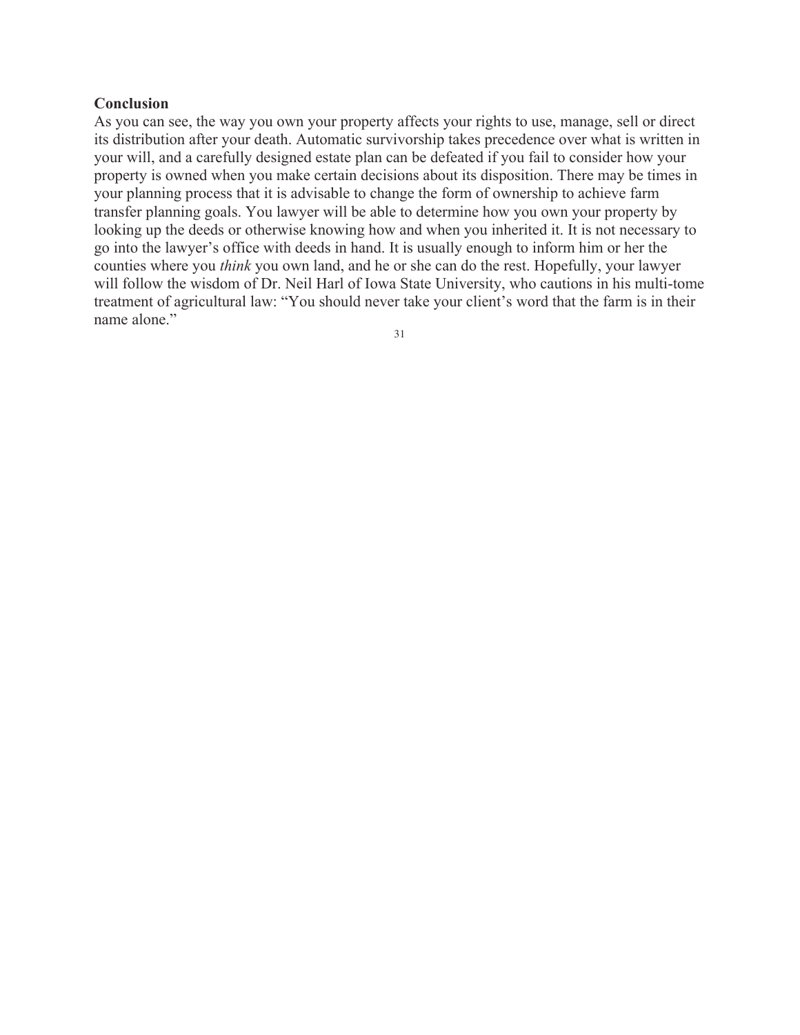## Conclusion

As you can see, the way you own your property affects your rights to use, manage, sell or direct its distribution after your death. Automatic survivorship takes precedence over what is written in your will, and a carefully designed estate plan can be defeated if you fail to consider how your property is owned when you make certain decisions about its disposition. There may be times in your planning process that it is advisable to change the form of ownership to achieve farm transfer planning goals. You lawyer will be able to determine how you own your property by looking up the deeds or otherwise knowing how and when you inherited it. It is not necessary to go into the lawyer's office with deeds in hand. It is usually enough to inform him or her the counties where you *think* you own land, and he or she can do the rest. Hopefully, your lawyer will follow the wisdom of Dr. Neil Harl of Iowa State University, who cautions in his multi-tome treatment of agricultural law: "You should never take your client's word that the farm is in their name alone."